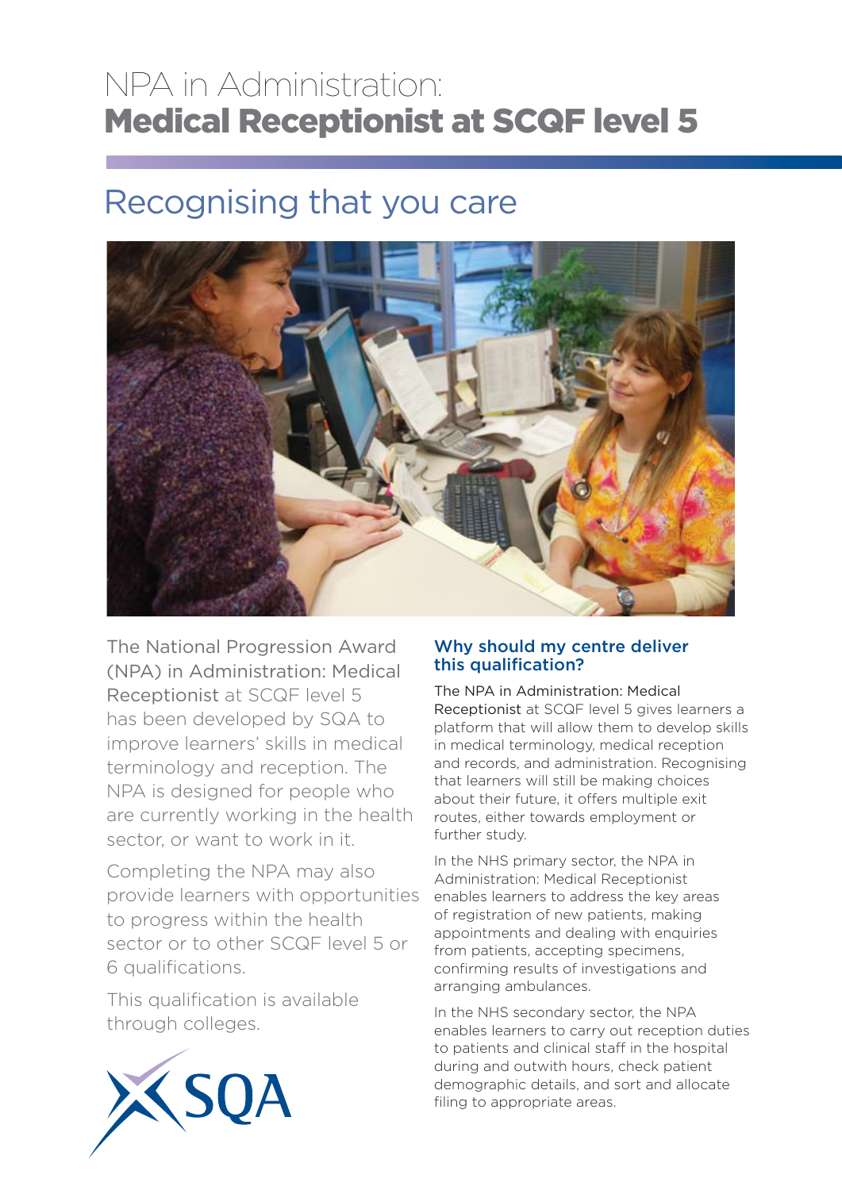# NPA in Administration: **Medical Receptionist at SCQF level 5**

## Recognising that you care

The National Progression Award (NPA) in Administration: Medical Receptionist at SCQF level 5 has been developed by SQA to improve learners' skills in medical terminology and reception. The NPA is designed for people who are currently working in the health sector, or want to work in it.

Completing the NPA may also provide learners with opportunities to progress within the health sector or to other SCQF level 5 or 6 qualifications.

This qualification is available through colleges.

### Why should my centre deliver this qualification?

The NPA in Administration: Medical Receptionist at SCQF level 5 gives learners a platform that will allow them to develop skills in medical terminology, medical reception and records, and administration. Recognising that learners will still be making choices about their future, it offers multiple exit routes, either towards employment or further study.

In the NHS primary sector, the NPA in Administration: Medical Receptionist enables learners to address the key areas of registration of new patients, making appointments and dealing with enquiries from patients, accepting specimens, confirming results of investigations and arranging ambulances.

In the NHS secondary sector, the NPA enables learners to carry out reception duties to patients and clinical staff in the hospital during and outwith hours, check patient demographic details, and sort and allocate filing to appropriate areas.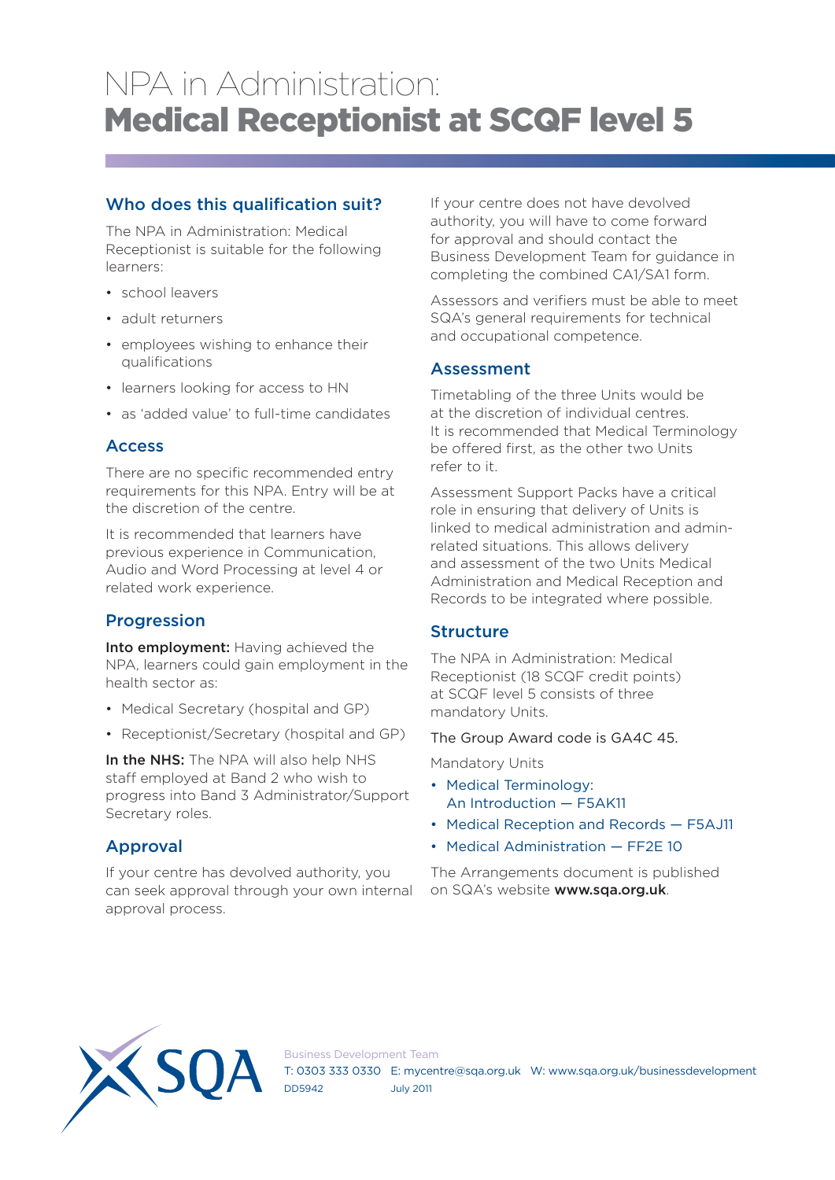# NPA in Administration: **Medical Receptionist at SCQF level 5**

## Who does this qualification suit?

The NPA in Administration: Medical Receptionist is suitable for the following learners:

- school leavers
- adult returners
- employees wishing to enhance their qualifications
- learners looking for access to HN
- as 'added value' to full-time candidates

## Access

There are no specific recommended entry requirements for this NPA. Entry will be at the discretion of the centre.

It is recommended that learners have previous experience in Communication, Audio and Word Processing at level 4 or related work experience.

## Progression

**Into employment:** Having achieved the NPA, learners could gain employment in the health sector as:

- Medical Secretary (hospital and GP)
- Receptionist/Secretary (hospital and GP)

**In the NHS:** The NPA will also help NHS staff employed at Band 2 who wish to progress into Band 3 Administrator/Support Secretary roles.

## Approval

If your centre has devolved authority, you can seek approval through your own internal approval process.

If your centre does not have devolved authority, you will have to come forward for approval and should contact the Business Development Team for guidance in completing the combined CA1/SA1 form.

Assessors and verifiers must be able to meet SQA's general requirements for technical and occupational competence.

## Assessment

Timetabling of the three Units would be at the discretion of individual centres. It is recommended that Medical Terminology be offered first, as the other two Units refer to it.

Assessment Support Packs have a critical role in ensuring that delivery of Units is linked to medical administration and admin-related situations. This allows delivery and assessment of the two Units Medical Administration and Medical Reception and Records to be integrated where possible.

## Structure

The NPA in Administration: Medical Receptionist (18 SCQF credit points) at SCQF level 5 consists of three mandatory Units.

The Group Award code is GA4C 45.

Mandatory Units

- Medical Terminology: An Introduction — F5AK11
- Medical Reception and Records — F5AJ11
- Medical Administration — FF2E 10

The Arrangements document is published on SQA's website **www.sqa.org.uk**.

Business Development Team
T: 0303 333 0330 E: mycentre@sqa.org.uk W: www.sqa.org.uk/businessdevelopment
DD5942 July 2011